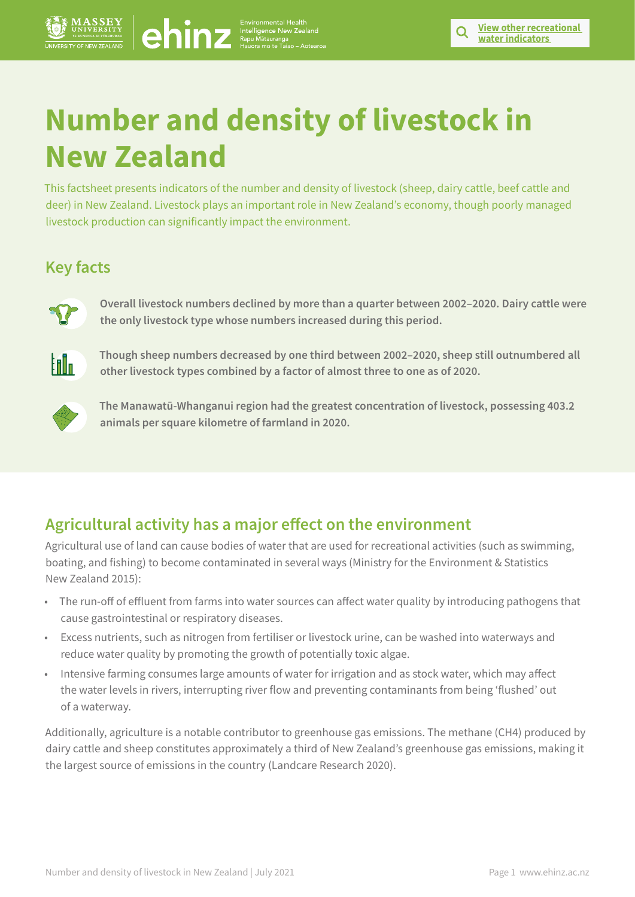# Number and density of livestock in New Zealand

This factsheet presents indicators of the number and density of livestock (sheep, dairy cattle, beef cattle and deer) in New Zealand. Livestock plays an important role in New Zealand's economy, though poorly managed livestock production can significantly impact the environment.

## Key facts

**Overall livestock numbers declined by more than a quarter between 2002–2020. Dairy cattle were the only livestock type whose numbers increased during this period.**

**Though sheep numbers decreased by one third between 2002–2020, sheep still outnumbered all other livestock types combined by a factor of almost three to one as of 2020.**

**The Manawatū-Whanganui region had the greatest concentration of livestock, possessing 403.2 animals per square kilometre of farmland in 2020.**

## Agricultural activity has a major effect on the environment

Agricultural use of land can cause bodies of water that are used for recreational activities (such as swimming, boating, and fishing) to become contaminated in several ways (Ministry for the Environment & Statistics New Zealand 2015):

- The run-off of effluent from farms into water sources can affect water quality by introducing pathogens that cause gastrointestinal or respiratory diseases.
- Excess nutrients, such as nitrogen from fertiliser or livestock urine, can be washed into waterways and reduce water quality by promoting the growth of potentially toxic algae.
- Intensive farming consumes large amounts of water for irrigation and as stock water, which may affect the water levels in rivers, interrupting river flow and preventing contaminants from being 'flushed' out of a waterway.

Additionally, agriculture is a notable contributor to greenhouse gas emissions. The methane ($CH_4$) produced by dairy cattle and sheep constitutes approximately a third of New Zealand's greenhouse gas emissions, making it the largest source of emissions in the country (Landcare Research 2020).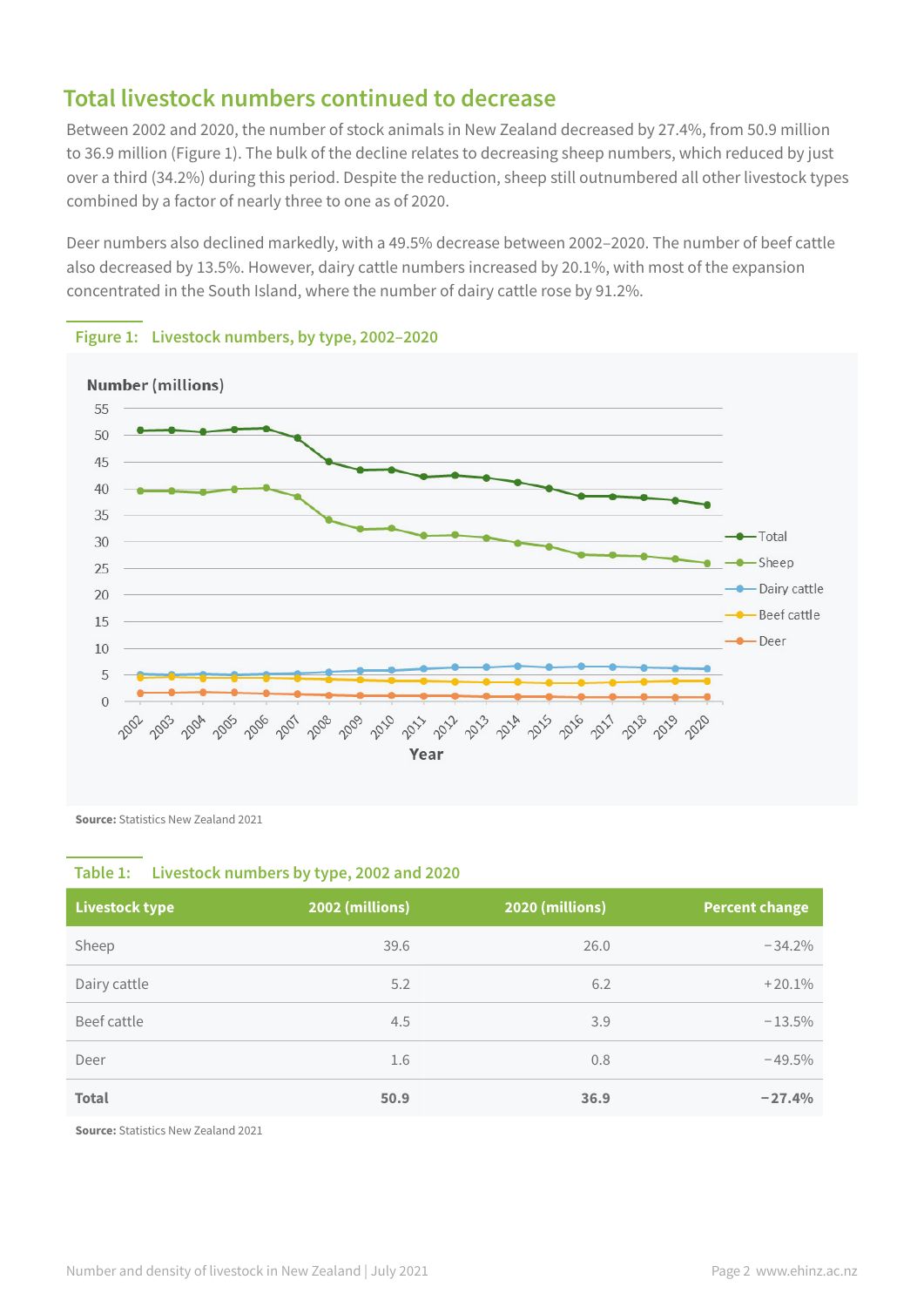## Total livestock numbers continued to decrease

Between 2002 and 2020, the number of stock animals in New Zealand decreased by 27.4%, from 50.9 million to 36.9 million (Figure 1). The bulk of the decline relates to decreasing sheep numbers, which reduced by just over a third (34.2%) during this period. Despite the reduction, sheep still outnumbered all other livestock types combined by a factor of nearly three to one as of 2020.

Deer numbers also declined markedly, with a 49.5% decrease between 2002–2020. The number of beef cattle also decreased by 13.5%. However, dairy cattle numbers increased by 20.1%, with most of the expansion concentrated in the South Island, where the number of dairy cattle rose by 91.2%.

**Figure 1: Livestock numbers, by type, 2002–2020**

**Source:** Statistics New Zealand 2021

**Table 1: Livestock numbers by type, 2002 and 2020**

| Livestock type | 2002 (millions) | 2020 (millions) | Percent change |
|---|---|---|---|
| Sheep | 39.6 | 26.0 | −34.2% |
| Dairy cattle | 5.2 | 6.2 | +20.1% |
| Beef cattle | 4.5 | 3.9 | −13.5% |
| Deer | 1.6 | 0.8 | −49.5% |
| **Total** | **50.9** | **36.9** | **−27.4%** |

**Source:** Statistics New Zealand 2021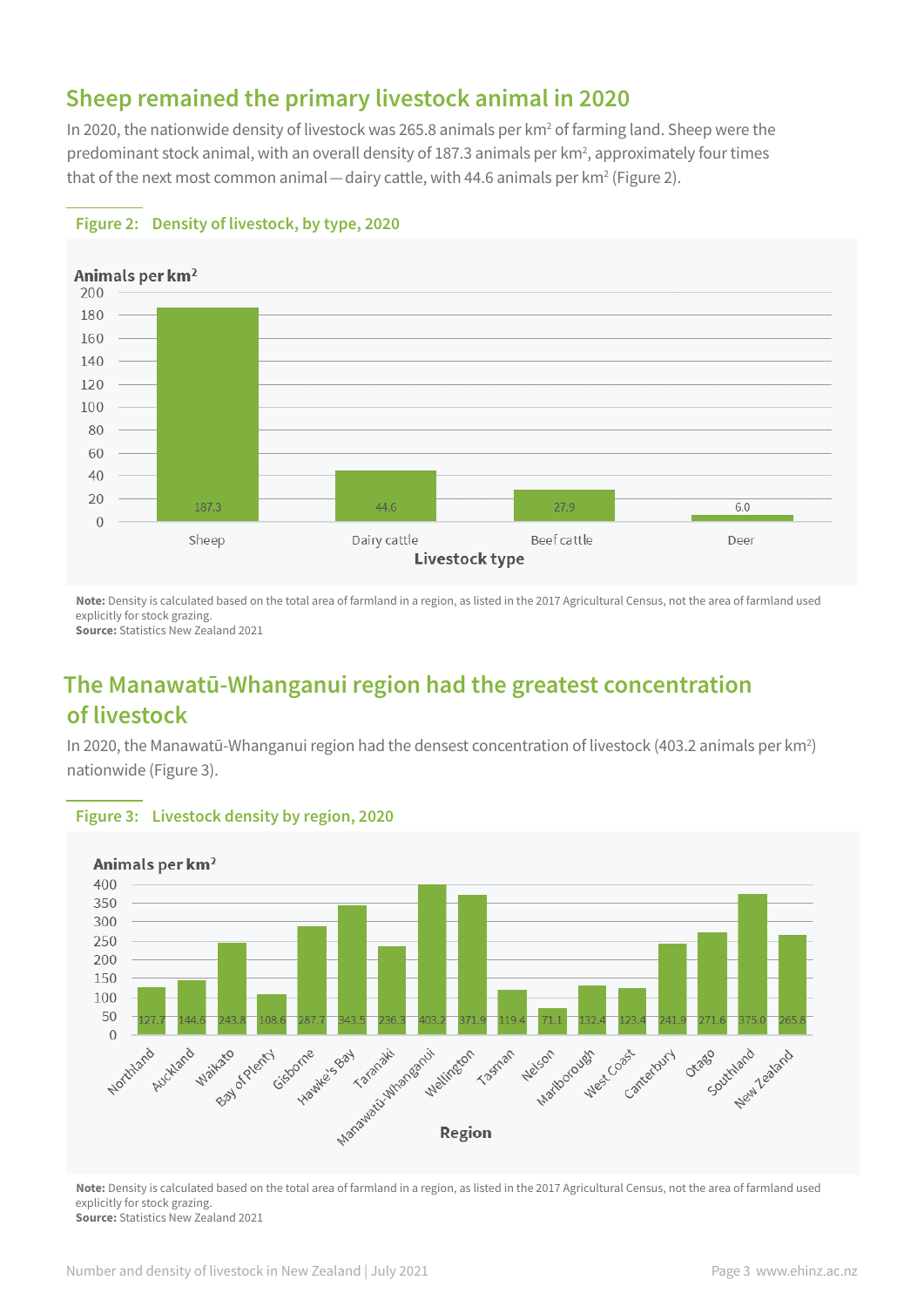## Sheep remained the primary livestock animal in 2020

In 2020, the nationwide density of livestock was 265.8 animals per km² of farming land. Sheep were the predominant stock animal, with an overall density of 187.3 animals per km², approximately four times that of the next most common animal — dairy cattle, with 44.6 animals per km² (Figure 2).

**Figure 2: Density of livestock, by type, 2020**

| Livestock type | Animals per km² |
|---|---|
| Sheep | 187.3 |
| Dairy cattle | 44.6 |
| Beef cattle | 27.9 |
| Deer | 6.0 |

**Note:** Density is calculated based on the total area of farmland in a region, as listed in the 2017 Agricultural Census, not the area of farmland used explicitly for stock grazing.
**Source:** Statistics New Zealand 2021

## The Manawatū-Whanganui region had the greatest concentration of livestock

In 2020, the Manawatū-Whanganui region had the densest concentration of livestock (403.2 animals per km²) nationwide (Figure 3).

**Figure 3: Livestock density by region, 2020**

| Region | Animals per km² |
|---|---|
| Northland | 127.7 |
| Auckland | 144.6 |
| Waikato | 243.8 |
| Bay of Plenty | 108.6 |
| Gisborne | 287.7 |
| Hawke's Bay | 343.5 |
| Taranaki | 236.3 |
| Manawatū-Whanganui | 403.2 |
| Wellington | 371.9 |
| Tasman | 119.4 |
| Nelson | 71.1 |
| Marlborough | 132.4 |
| West Coast | 123.4 |
| Canterbury | 241.9 |
| Otago | 271.6 |
| Southland | 375.0 |
| New Zealand | 265.8 |

**Note:** Density is calculated based on the total area of farmland in a region, as listed in the 2017 Agricultural Census, not the area of farmland used explicitly for stock grazing.
**Source:** Statistics New Zealand 2021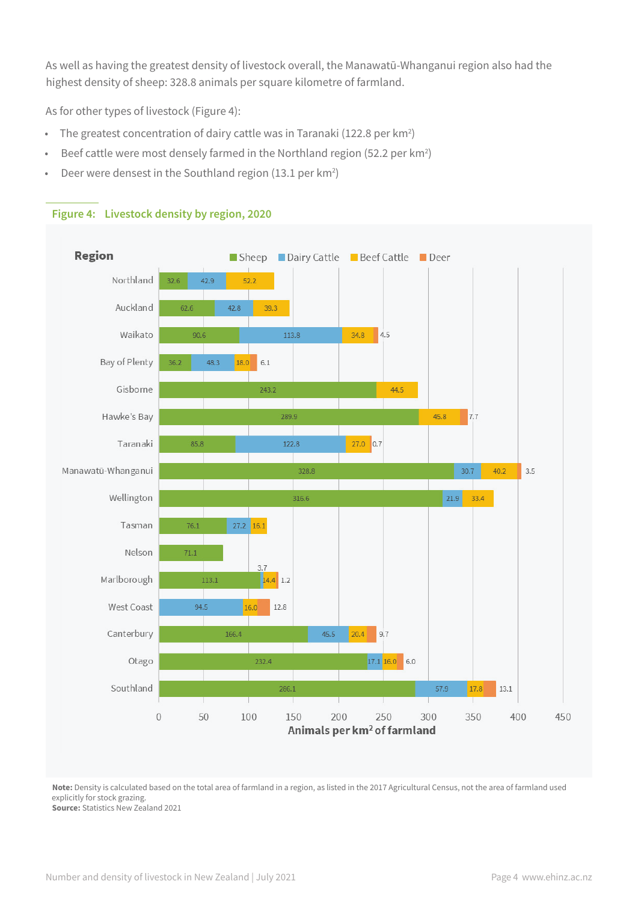As well as having the greatest density of livestock overall, the Manawatū-Whanganui region also had the highest density of sheep: 328.8 animals per square kilometre of farmland.

As for other types of livestock (Figure 4):

- The greatest concentration of dairy cattle was in Taranaki (122.8 per km²)
- Beef cattle were most densely farmed in the Northland region (52.2 per km²)
- Deer were densest in the Southland region (13.1 per km²)

## Figure 4: Livestock density by region, 2020

Animals per km² of farmland

| Region | Sheep | Dairy Cattle | Beef Cattle | Deer |
|---|---|---|---|---|
| Northland | 32.6 | 42.9 | 52.2 | |
| Auckland | 62.6 | 42.8 | 39.3 | |
| Waikato | 90.6 | 113.8 | 34.8 | 4.5 |
| Bay of Plenty | 36.2 | 48.3 | 18.0 | 6.1 |
| Gisborne | 243.2 | | 44.5 | |
| Hawke's Bay | 289.9 | | 45.8 | 7.7 |
| Taranaki | 85.8 | 122.8 | 27.0 | 0.7 |
| Manawatū-Whanganui | 328.8 | 30.7 | 40.2 | 3.5 |
| Wellington | 316.6 | 21.9 | 33.4 | |
| Tasman | 76.1 | 27.2 | 16.1 | |
| Nelson | 71.1 | | | |
| Marlborough | 113.1 | 3.7 | 14.4 | 1.2 |
| West Coast | | 94.5 | 16.0 | 12.8 |
| Canterbury | 166.4 | 45.5 | 20.4 | 9.7 |
| Otago | 232.4 | 17.1 | 16.0 | 6.0 |
| Southland | 286.1 | 57.9 | 17.8 | 13.1 |

**Note:** Density is calculated based on the total area of farmland in a region, as listed in the 2017 Agricultural Census, not the area of farmland used explicitly for stock grazing.
**Source:** Statistics New Zealand 2021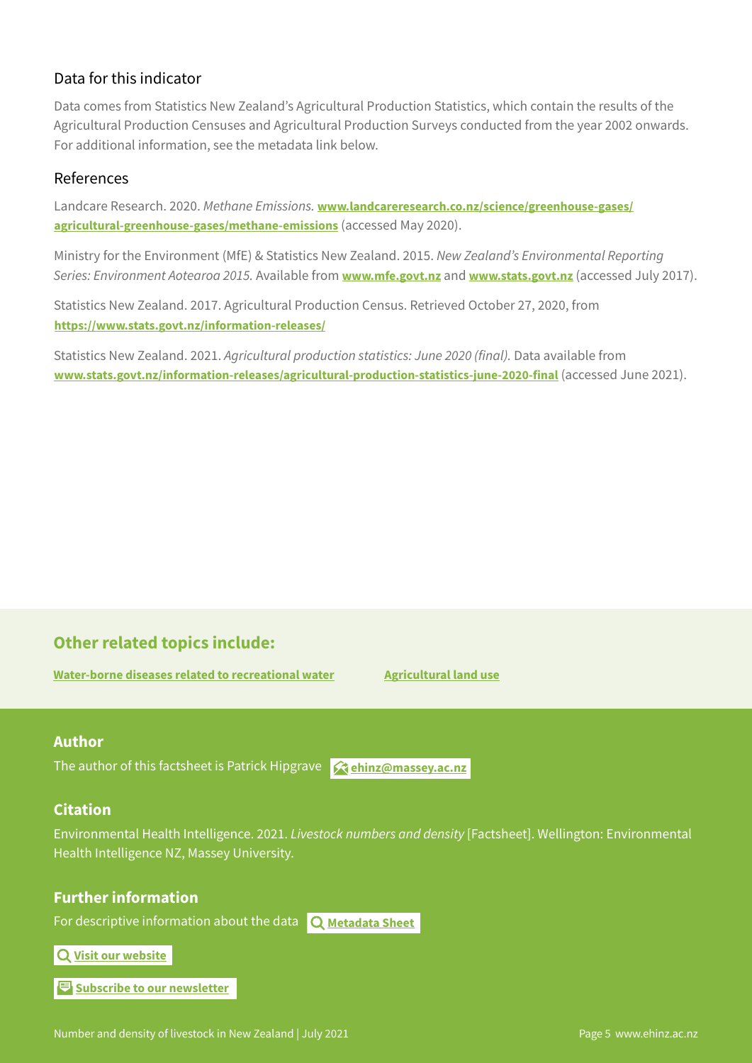## Data for this indicator

Data comes from Statistics New Zealand's Agricultural Production Statistics, which contain the results of the Agricultural Production Censuses and Agricultural Production Surveys conducted from the year 2002 onwards. For additional information, see the metadata link below.

## References

Landcare Research. 2020. *Methane Emissions.* **www.landcareresearch.co.nz/science/greenhouse-gases/agricultural-greenhouse-gases/methane-emissions** (accessed May 2020).

Ministry for the Environment (MfE) & Statistics New Zealand. 2015. *New Zealand's Environmental Reporting Series: Environment Aotearoa 2015.* Available from **www.mfe.govt.nz** and **www.stats.govt.nz** (accessed July 2017).

Statistics New Zealand. 2017. Agricultural Production Census. Retrieved October 27, 2020, from **https://www.stats.govt.nz/information-releases/**

Statistics New Zealand. 2021. *Agricultural production statistics: June 2020 (final).* Data available from **www.stats.govt.nz/information-releases/agricultural-production-statistics-june-2020-final** (accessed June 2021).

## Other related topics include:

**Water-borne diseases related to recreational water**

**Agricultural land use**

## Author

The author of this factsheet is Patrick Hipgrave **ehinz@massey.ac.nz**

## Citation

Environmental Health Intelligence. 2021. *Livestock numbers and density* [Factsheet]. Wellington: Environmental Health Intelligence NZ, Massey University.

## Further information

For descriptive information about the data **Metadata Sheet**

**Visit our website**

**Subscribe to our newsletter**